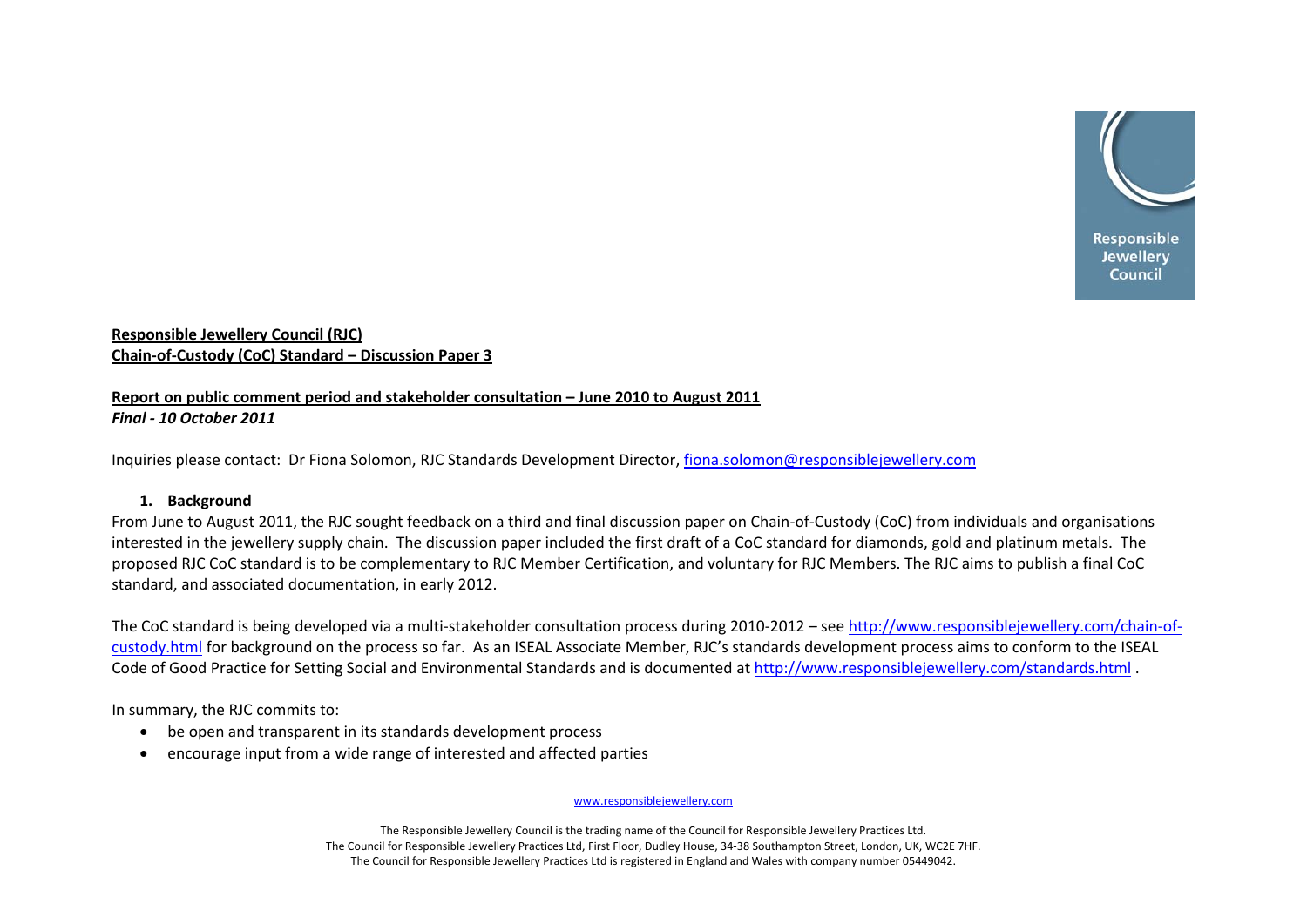**Responsible Jewellery Council (RJC)**
**Chain-of-Custody (CoC) Standard – Discussion Paper 3**

**Report on public comment period and stakeholder consultation – June 2010 to August 2011**
***Final - 10 October 2011***

Inquiries please contact: Dr Fiona Solomon, RJC Standards Development Director, fiona.solomon@responsiblejewellery.com

## 1. Background

From June to August 2011, the RJC sought feedback on a third and final discussion paper on Chain-of-Custody (CoC) from individuals and organisations interested in the jewellery supply chain. The discussion paper included the first draft of a CoC standard for diamonds, gold and platinum metals. The proposed RJC CoC standard is to be complementary to RJC Member Certification, and voluntary for RJC Members. The RJC aims to publish a final CoC standard, and associated documentation, in early 2012.

The CoC standard is being developed via a multi-stakeholder consultation process during 2010-2012 – see http://www.responsiblejewellery.com/chain-of-custody.html for background on the process so far. As an ISEAL Associate Member, RJC's standards development process aims to conform to the ISEAL Code of Good Practice for Setting Social and Environmental Standards and is documented at http://www.responsiblejewellery.com/standards.html .

In summary, the RJC commits to:

- be open and transparent in its standards development process
- encourage input from a wide range of interested and affected parties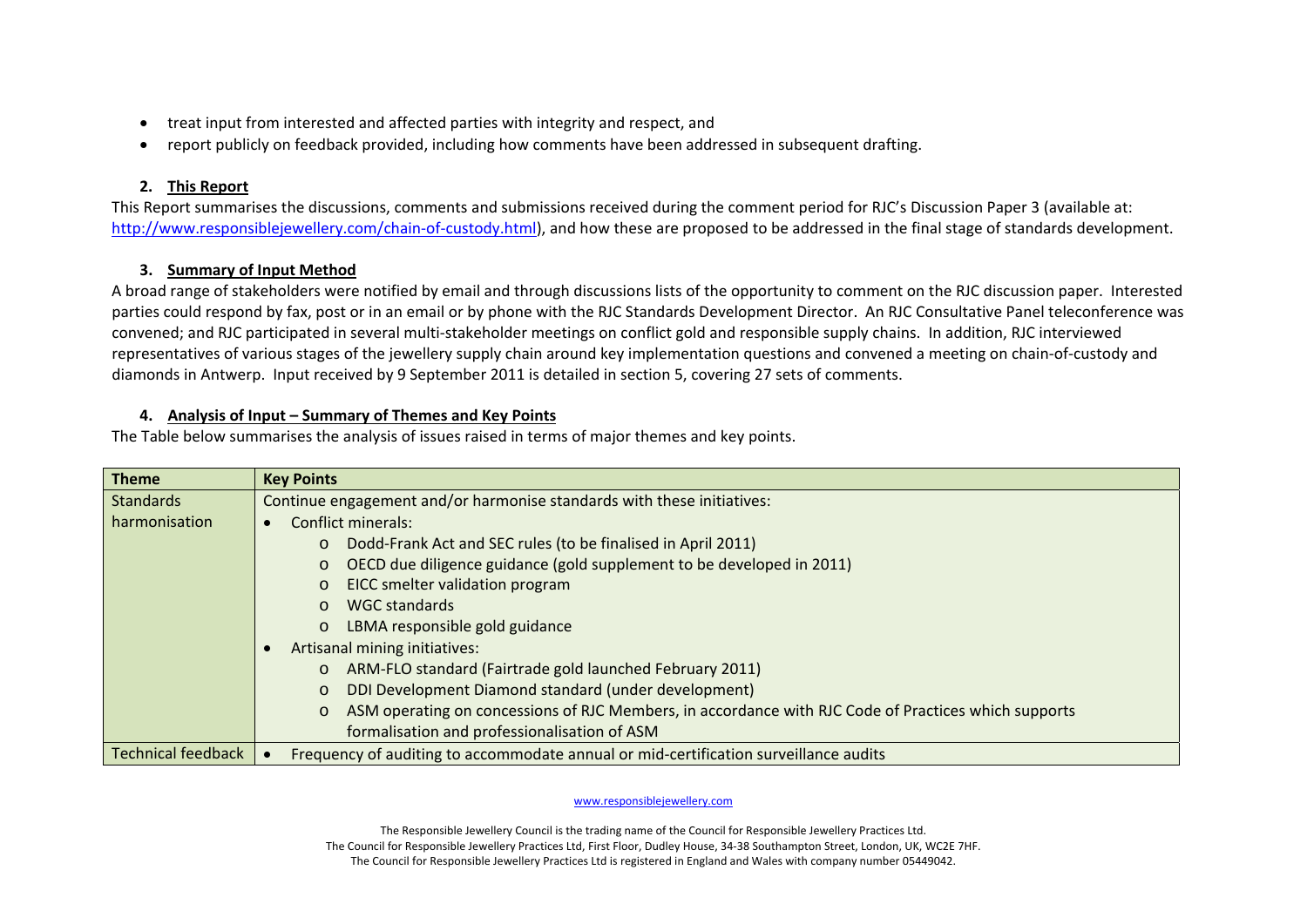- treat input from interested and affected parties with integrity and respect, and
- report publicly on feedback provided, including how comments have been addressed in subsequent drafting.

## 2. This Report

This Report summarises the discussions, comments and submissions received during the comment period for RJC's Discussion Paper 3 (available at: http://www.responsiblejewellery.com/chain-of-custody.html), and how these are proposed to be addressed in the final stage of standards development.

## 3. Summary of Input Method

A broad range of stakeholders were notified by email and through discussions lists of the opportunity to comment on the RJC discussion paper. Interested parties could respond by fax, post or in an email or by phone with the RJC Standards Development Director. An RJC Consultative Panel teleconference was convened; and RJC participated in several multi-stakeholder meetings on conflict gold and responsible supply chains. In addition, RJC interviewed representatives of various stages of the jewellery supply chain around key implementation questions and convened a meeting on chain-of-custody and diamonds in Antwerp. Input received by 9 September 2011 is detailed in section 5, covering 27 sets of comments.

## 4. Analysis of Input – Summary of Themes and Key Points

The Table below summarises the analysis of issues raised in terms of major themes and key points.

| Theme | Key Points |
|---|---|
| Standards harmonisation | Continue engagement and/or harmonise standards with these initiatives:<br>• Conflict minerals:<br>  o Dodd-Frank Act and SEC rules (to be finalised in April 2011)<br>  o OECD due diligence guidance (gold supplement to be developed in 2011)<br>  o EICC smelter validation program<br>  o WGC standards<br>  o LBMA responsible gold guidance<br>• Artisanal mining initiatives:<br>  o ARM-FLO standard (Fairtrade gold launched February 2011)<br>  o DDI Development Diamond standard (under development)<br>  o ASM operating on concessions of RJC Members, in accordance with RJC Code of Practices which supports formalisation and professionalisation of ASM |
| Technical feedback | • Frequency of auditing to accommodate annual or mid-certification surveillance audits |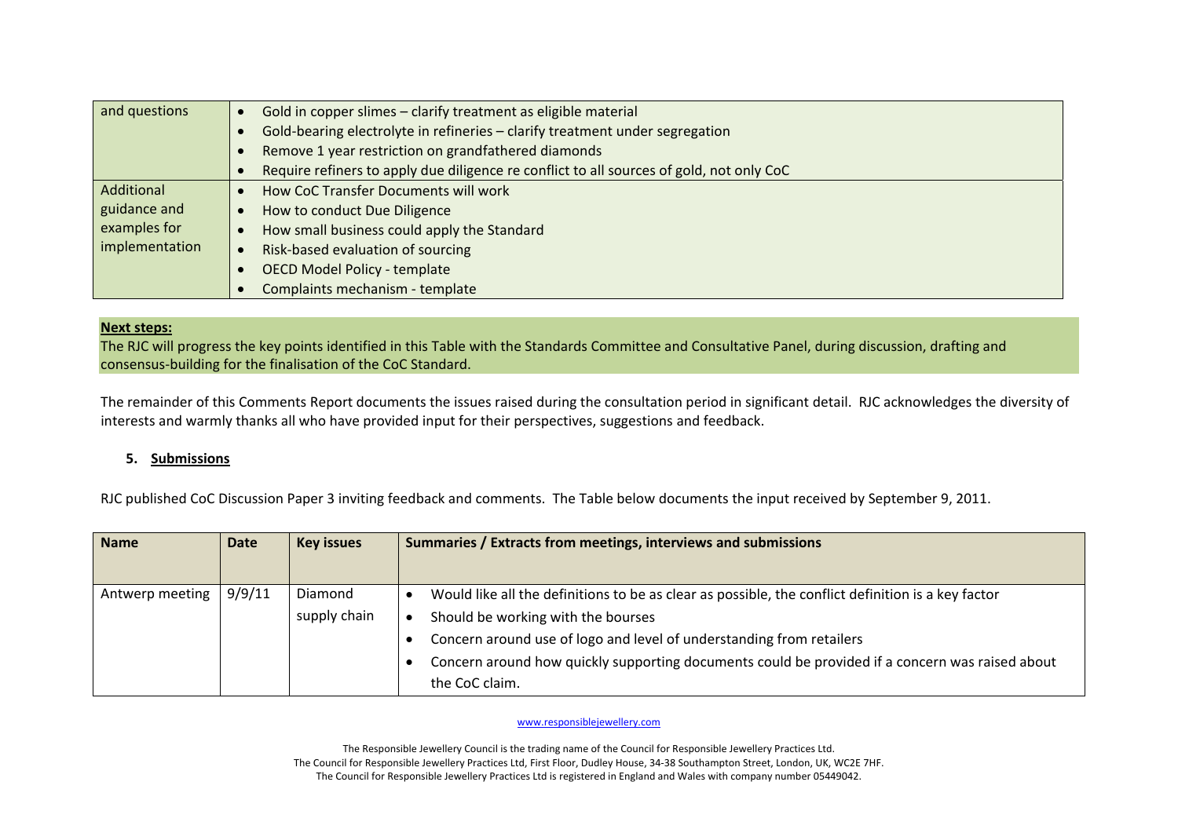| | |
|---|---|
| and questions | • Gold in copper slimes – clarify treatment as eligible material<br>• Gold-bearing electrolyte in refineries – clarify treatment under segregation<br>• Remove 1 year restriction on grandfathered diamonds<br>• Require refiners to apply due diligence re conflict to all sources of gold, not only CoC |
| Additional guidance and examples for implementation | • How CoC Transfer Documents will work<br>• How to conduct Due Diligence<br>• How small business could apply the Standard<br>• Risk-based evaluation of sourcing<br>• OECD Model Policy - template<br>• Complaints mechanism - template |

**Next steps:**
The RJC will progress the key points identified in this Table with the Standards Committee and Consultative Panel, during discussion, drafting and consensus-building for the finalisation of the CoC Standard.

The remainder of this Comments Report documents the issues raised during the consultation period in significant detail. RJC acknowledges the diversity of interests and warmly thanks all who have provided input for their perspectives, suggestions and feedback.

## 5. Submissions

RJC published CoC Discussion Paper 3 inviting feedback and comments. The Table below documents the input received by September 9, 2011.

| Name | Date | Key issues | Summaries / Extracts from meetings, interviews and submissions |
|---|---|---|---|
| Antwerp meeting | 9/9/11 | Diamond supply chain | • Would like all the definitions to be as clear as possible, the conflict definition is a key factor<br>• Should be working with the bourses<br>• Concern around use of logo and level of understanding from retailers<br>• Concern around how quickly supporting documents could be provided if a concern was raised about the CoC claim. |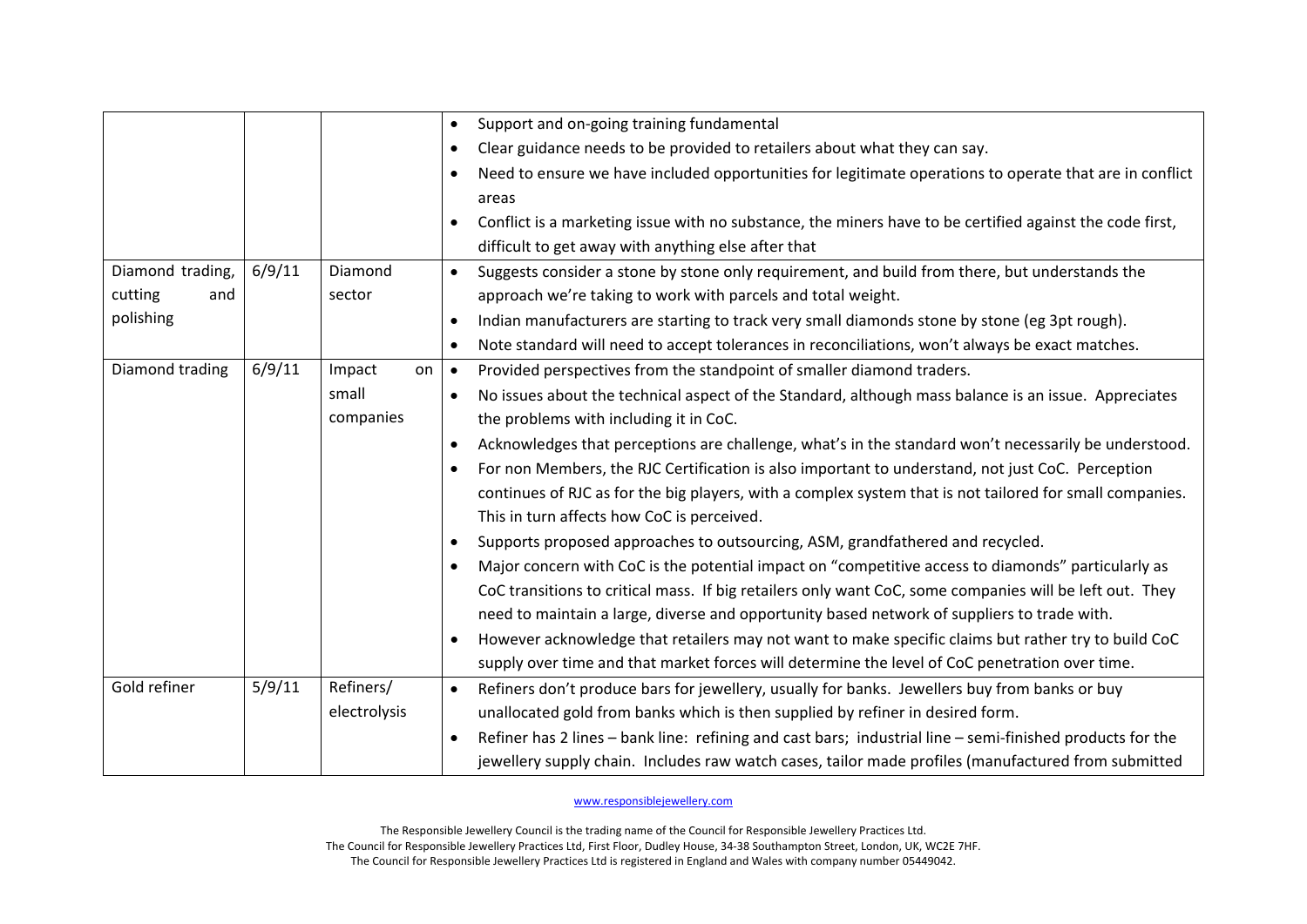| | | | |
|---|---|---|---|
| | | | • Support and on-going training fundamental<br>• Clear guidance needs to be provided to retailers about what they can say.<br>• Need to ensure we have included opportunities for legitimate operations to operate that are in conflict areas<br>• Conflict is a marketing issue with no substance, the miners have to be certified against the code first, difficult to get away with anything else after that |
| Diamond trading, cutting and polishing | 6/9/11 | Diamond sector | • Suggests consider a stone by stone only requirement, and build from there, but understands the approach we're taking to work with parcels and total weight.<br>• Indian manufacturers are starting to track very small diamonds stone by stone (eg 3pt rough).<br>• Note standard will need to accept tolerances in reconciliations, won't always be exact matches. |
| Diamond trading | 6/9/11 | Impact on small companies | • Provided perspectives from the standpoint of smaller diamond traders.<br>• No issues about the technical aspect of the Standard, although mass balance is an issue. Appreciates the problems with including it in CoC.<br>• Acknowledges that perceptions are challenge, what's in the standard won't necessarily be understood.<br>• For non Members, the RJC Certification is also important to understand, not just CoC. Perception continues of RJC as for the big players, with a complex system that is not tailored for small companies. This in turn affects how CoC is perceived.<br>• Supports proposed approaches to outsourcing, ASM, grandfathered and recycled.<br>• Major concern with CoC is the potential impact on "competitive access to diamonds" particularly as CoC transitions to critical mass. If big retailers only want CoC, some companies will be left out. They need to maintain a large, diverse and opportunity based network of suppliers to trade with.<br>• However acknowledge that retailers may not want to make specific claims but rather try to build CoC supply over time and that market forces will determine the level of CoC penetration over time. |
| Gold refiner | 5/9/11 | Refiners/ electrolysis | • Refiners don't produce bars for jewellery, usually for banks. Jewellers buy from banks or buy unallocated gold from banks which is then supplied by refiner in desired form.<br>• Refiner has 2 lines – bank line: refining and cast bars; industrial line – semi-finished products for the jewellery supply chain. Includes raw watch cases, tailor made profiles (manufactured from submitted |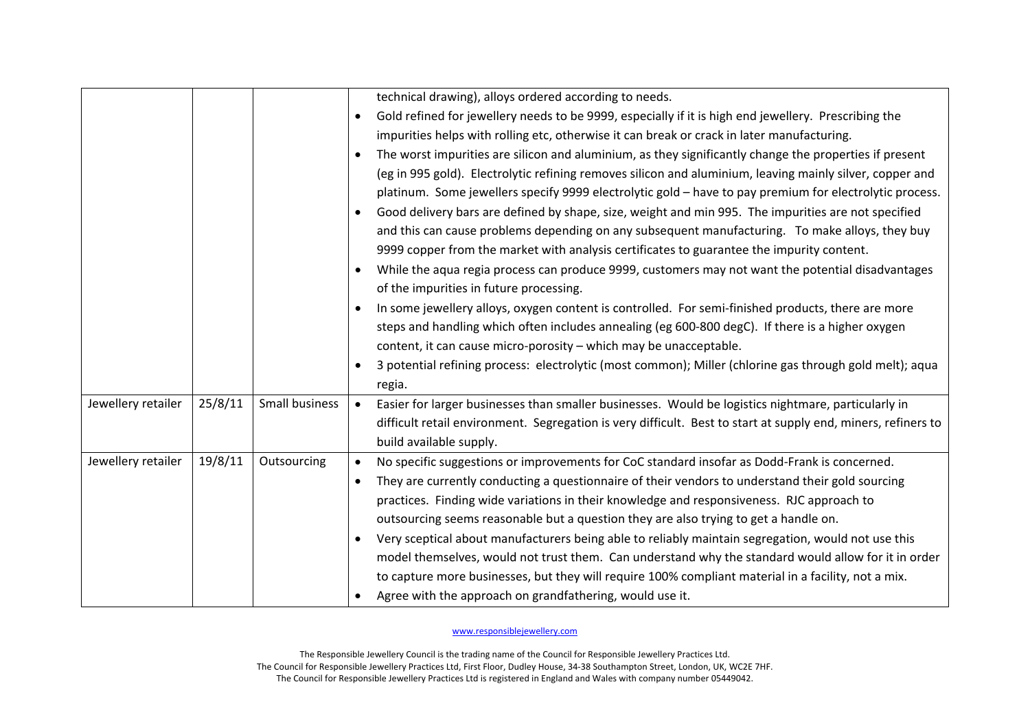| | | | |
|---|---|---|---|
| | | | technical drawing), alloys ordered according to needs.<br>• Gold refined for jewellery needs to be 9999, especially if it is high end jewellery. Prescribing the impurities helps with rolling etc, otherwise it can break or crack in later manufacturing.<br>• The worst impurities are silicon and aluminium, as they significantly change the properties if present (eg in 995 gold). Electrolytic refining removes silicon and aluminium, leaving mainly silver, copper and platinum. Some jewellers specify 9999 electrolytic gold – have to pay premium for electrolytic process.<br>• Good delivery bars are defined by shape, size, weight and min 995. The impurities are not specified and this can cause problems depending on any subsequent manufacturing. To make alloys, they buy 9999 copper from the market with analysis certificates to guarantee the impurity content.<br>• While the aqua regia process can produce 9999, customers may not want the potential disadvantages of the impurities in future processing.<br>• In some jewellery alloys, oxygen content is controlled. For semi-finished products, there are more steps and handling which often includes annealing (eg 600-800 degC). If there is a higher oxygen content, it can cause micro-porosity – which may be unacceptable.<br>• 3 potential refining process: electrolytic (most common); Miller (chlorine gas through gold melt); aqua regia. |
| Jewellery retailer | 25/8/11 | Small business | • Easier for larger businesses than smaller businesses. Would be logistics nightmare, particularly in difficult retail environment. Segregation is very difficult. Best to start at supply end, miners, refiners to build available supply. |
| Jewellery retailer | 19/8/11 | Outsourcing | • No specific suggestions or improvements for CoC standard insofar as Dodd-Frank is concerned.<br>• They are currently conducting a questionnaire of their vendors to understand their gold sourcing practices. Finding wide variations in their knowledge and responsiveness. RJC approach to outsourcing seems reasonable but a question they are also trying to get a handle on.<br>• Very sceptical about manufacturers being able to reliably maintain segregation, would not use this model themselves, would not trust them. Can understand why the standard would allow for it in order to capture more businesses, but they will require 100% compliant material in a facility, not a mix.<br>• Agree with the approach on grandfathering, would use it. |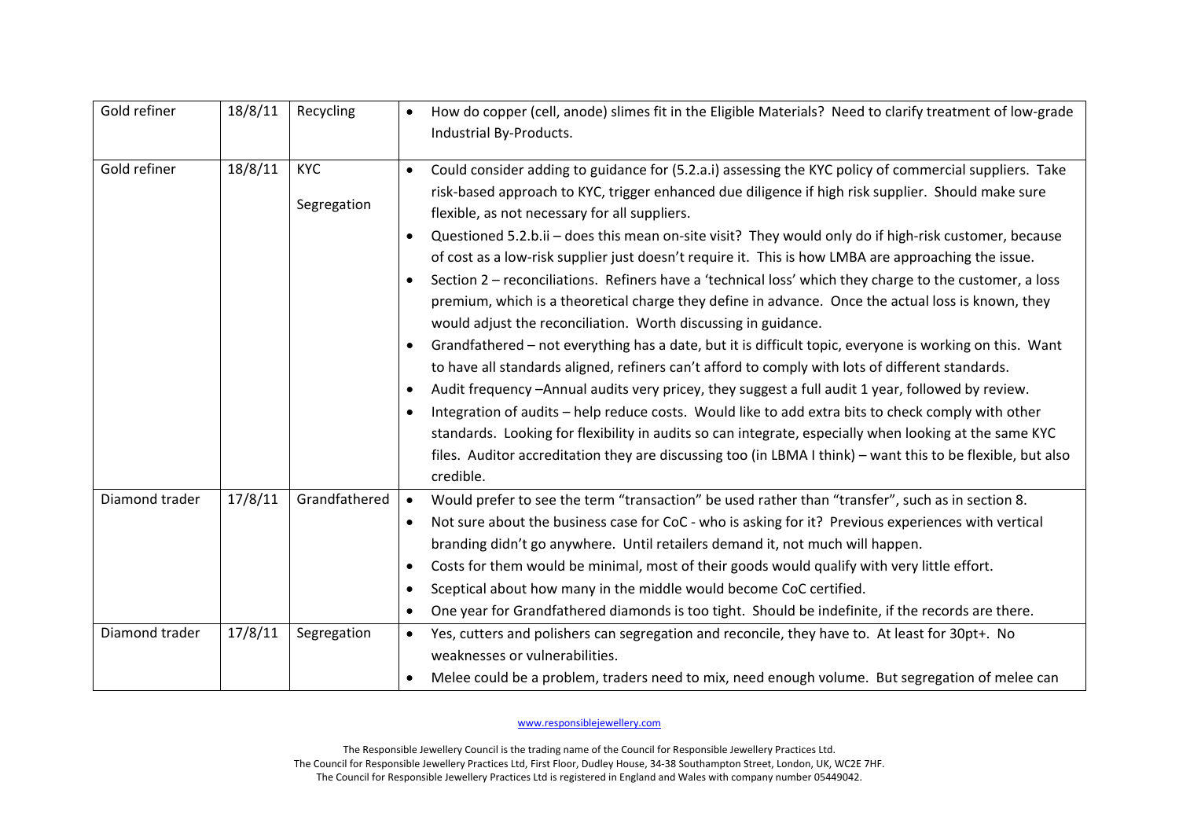| | | | |
|---|---|---|---|
| Gold refiner | 18/8/11 | Recycling | • How do copper (cell, anode) slimes fit in the Eligible Materials? Need to clarify treatment of low-grade Industrial By-Products. |
| Gold refiner | 18/8/11 | KYC<br><br>Segregation | • Could consider adding to guidance for (5.2.a.i) assessing the KYC policy of commercial suppliers. Take risk-based approach to KYC, trigger enhanced due diligence if high risk supplier. Should make sure flexible, as not necessary for all suppliers.<br>• Questioned 5.2.b.ii – does this mean on-site visit? They would only do if high-risk customer, because of cost as a low-risk supplier just doesn't require it. This is how LMBA are approaching the issue.<br>• Section 2 – reconciliations. Refiners have a 'technical loss' which they charge to the customer, a loss premium, which is a theoretical charge they define in advance. Once the actual loss is known, they would adjust the reconciliation. Worth discussing in guidance.<br>• Grandfathered – not everything has a date, but it is difficult topic, everyone is working on this. Want to have all standards aligned, refiners can't afford to comply with lots of different standards.<br>• Audit frequency –Annual audits very pricey, they suggest a full audit 1 year, followed by review.<br>• Integration of audits – help reduce costs. Would like to add extra bits to check comply with other standards. Looking for flexibility in audits so can integrate, especially when looking at the same KYC files. Auditor accreditation they are discussing too (in LBMA I think) – want this to be flexible, but also credible. |
| Diamond trader | 17/8/11 | Grandfathered | • Would prefer to see the term "transaction" be used rather than "transfer", such as in section 8.<br>• Not sure about the business case for CoC - who is asking for it? Previous experiences with vertical branding didn't go anywhere. Until retailers demand it, not much will happen.<br>• Costs for them would be minimal, most of their goods would qualify with very little effort.<br>• Sceptical about how many in the middle would become CoC certified.<br>• One year for Grandfathered diamonds is too tight. Should be indefinite, if the records are there. |
| Diamond trader | 17/8/11 | Segregation | • Yes, cutters and polishers can segregation and reconcile, they have to. At least for 30pt+. No weaknesses or vulnerabilities.<br>• Melee could be a problem, traders need to mix, need enough volume. But segregation of melee can |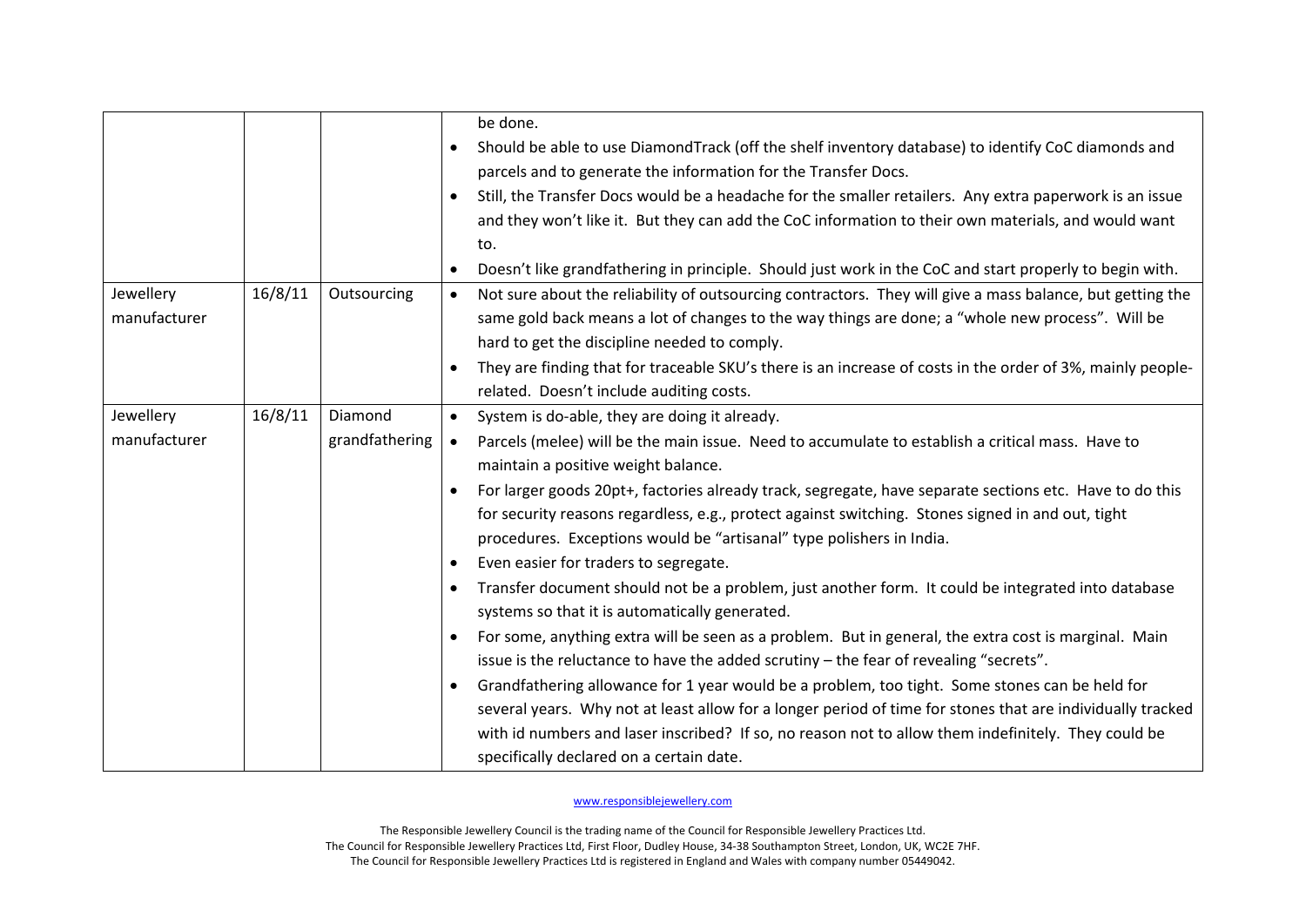| | | | |
|---|---|---|---|
| | | | be done.<br>• Should be able to use DiamondTrack (off the shelf inventory database) to identify CoC diamonds and parcels and to generate the information for the Transfer Docs.<br>• Still, the Transfer Docs would be a headache for the smaller retailers. Any extra paperwork is an issue and they won't like it. But they can add the CoC information to their own materials, and would want to.<br>• Doesn't like grandfathering in principle. Should just work in the CoC and start properly to begin with. |
| Jewellery manufacturer | 16/8/11 | Outsourcing | • Not sure about the reliability of outsourcing contractors. They will give a mass balance, but getting the same gold back means a lot of changes to the way things are done; a "whole new process". Will be hard to get the discipline needed to comply.<br>• They are finding that for traceable SKU's there is an increase of costs in the order of 3%, mainly people-related. Doesn't include auditing costs. |
| Jewellery manufacturer | 16/8/11 | Diamond grandfathering | • System is do-able, they are doing it already.<br>• Parcels (melee) will be the main issue. Need to accumulate to establish a critical mass. Have to maintain a positive weight balance.<br>• For larger goods 20pt+, factories already track, segregate, have separate sections etc. Have to do this for security reasons regardless, e.g., protect against switching. Stones signed in and out, tight procedures. Exceptions would be "artisanal" type polishers in India.<br>• Even easier for traders to segregate.<br>• Transfer document should not be a problem, just another form. It could be integrated into database systems so that it is automatically generated.<br>• For some, anything extra will be seen as a problem. But in general, the extra cost is marginal. Main issue is the reluctance to have the added scrutiny – the fear of revealing "secrets".<br>• Grandfathering allowance for 1 year would be a problem, too tight. Some stones can be held for several years. Why not at least allow for a longer period of time for stones that are individually tracked with id numbers and laser inscribed? If so, no reason not to allow them indefinitely. They could be specifically declared on a certain date. |

www.responsiblejewellery.com

The Responsible Jewellery Council is the trading name of the Council for Responsible Jewellery Practices Ltd.
The Council for Responsible Jewellery Practices Ltd, First Floor, Dudley House, 34-38 Southampton Street, London, UK, WC2E 7HF.
The Council for Responsible Jewellery Practices Ltd is registered in England and Wales with company number 05449042.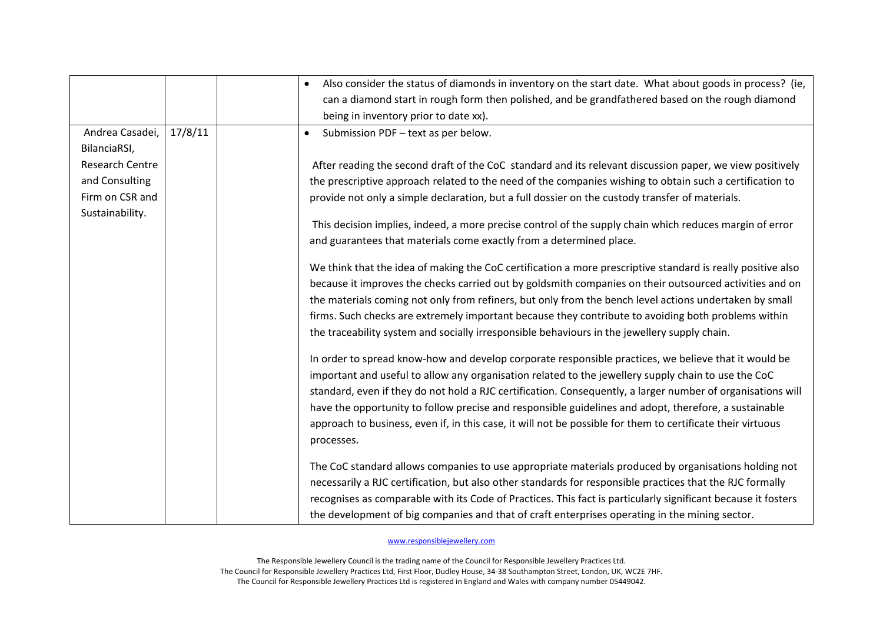| | | | |
|---|---|---|---|
| | | | • Also consider the status of diamonds in inventory on the start date. What about goods in process? (ie, can a diamond start in rough form then polished, and be grandfathered based on the rough diamond being in inventory prior to date xx). |
| Andrea Casadei, BilanciaRSI, Research Centre and Consulting Firm on CSR and Sustainability. | 17/8/11 | | • Submission PDF – text as per below.<br><br>After reading the second draft of the CoC standard and its relevant discussion paper, we view positively the prescriptive approach related to the need of the companies wishing to obtain such a certification to provide not only a simple declaration, but a full dossier on the custody transfer of materials.<br><br>This decision implies, indeed, a more precise control of the supply chain which reduces margin of error and guarantees that materials come exactly from a determined place.<br><br>We think that the idea of making the CoC certification a more prescriptive standard is really positive also because it improves the checks carried out by goldsmith companies on their outsourced activities and on the materials coming not only from refiners, but only from the bench level actions undertaken by small firms. Such checks are extremely important because they contribute to avoiding both problems within the traceability system and socially irresponsible behaviours in the jewellery supply chain.<br><br>In order to spread know-how and develop corporate responsible practices, we believe that it would be important and useful to allow any organisation related to the jewellery supply chain to use the CoC standard, even if they do not hold a RJC certification. Consequently, a larger number of organisations will have the opportunity to follow precise and responsible guidelines and adopt, therefore, a sustainable approach to business, even if, in this case, it will not be possible for them to certificate their virtuous processes.<br><br>The CoC standard allows companies to use appropriate materials produced by organisations holding not necessarily a RJC certification, but also other standards for responsible practices that the RJC formally recognises as comparable with its Code of Practices. This fact is particularly significant because it fosters the development of big companies and that of craft enterprises operating in the mining sector. |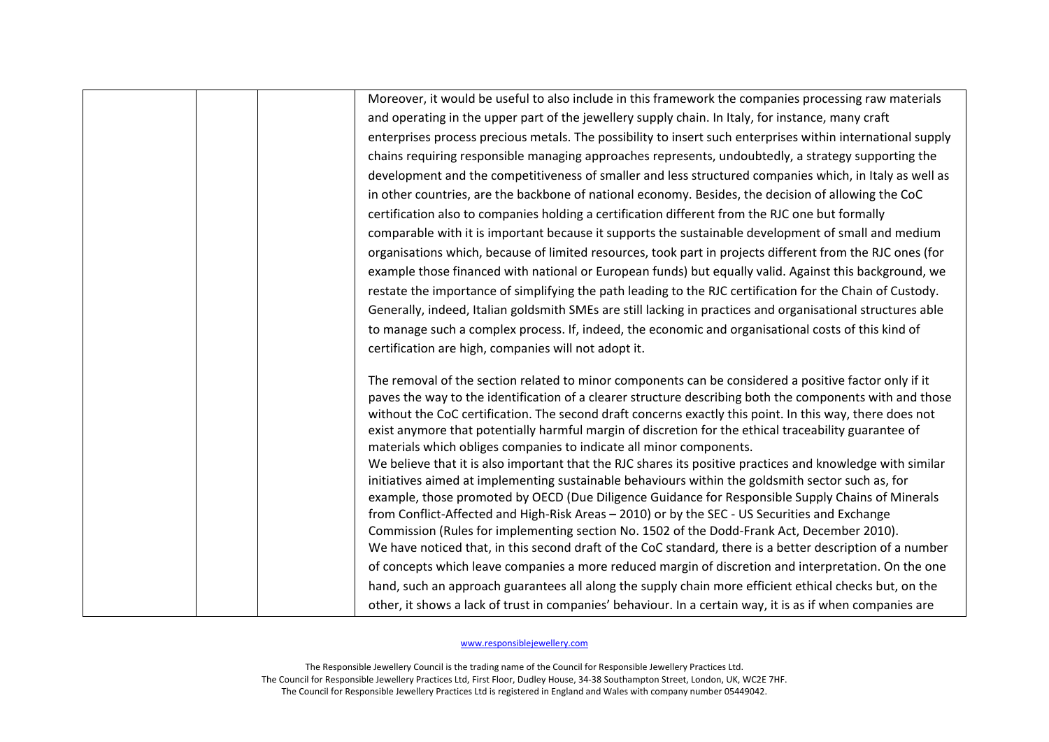| | | | |
|---|---|---|---|
| | | | Moreover, it would be useful to also include in this framework the companies processing raw materials and operating in the upper part of the jewellery supply chain. In Italy, for instance, many craft enterprises process precious metals. The possibility to insert such enterprises within international supply chains requiring responsible managing approaches represents, undoubtedly, a strategy supporting the development and the competitiveness of smaller and less structured companies which, in Italy as well as in other countries, are the backbone of national economy. Besides, the decision of allowing the CoC certification also to companies holding a certification different from the RJC one but formally comparable with it is important because it supports the sustainable development of small and medium organisations which, because of limited resources, took part in projects different from the RJC ones (for example those financed with national or European funds) but equally valid. Against this background, we restate the importance of simplifying the path leading to the RJC certification for the Chain of Custody. Generally, indeed, Italian goldsmith SMEs are still lacking in practices and organisational structures able to manage such a complex process. If, indeed, the economic and organisational costs of this kind of certification are high, companies will not adopt it.<br><br>The removal of the section related to minor components can be considered a positive factor only if it paves the way to the identification of a clearer structure describing both the components with and those without the CoC certification. The second draft concerns exactly this point. In this way, there does not exist anymore that potentially harmful margin of discretion for the ethical traceability guarantee of materials which obliges companies to indicate all minor components.<br>We believe that it is also important that the RJC shares its positive practices and knowledge with similar initiatives aimed at implementing sustainable behaviours within the goldsmith sector such as, for example, those promoted by OECD (Due Diligence Guidance for Responsible Supply Chains of Minerals from Conflict-Affected and High-Risk Areas – 2010) or by the SEC - US Securities and Exchange Commission (Rules for implementing section No. 1502 of the Dodd-Frank Act, December 2010).<br>We have noticed that, in this second draft of the CoC standard, there is a better description of a number of concepts which leave companies a more reduced margin of discretion and interpretation. On the one hand, such an approach guarantees all along the supply chain more efficient ethical checks but, on the other, it shows a lack of trust in companies' behaviour. In a certain way, it is as if when companies are |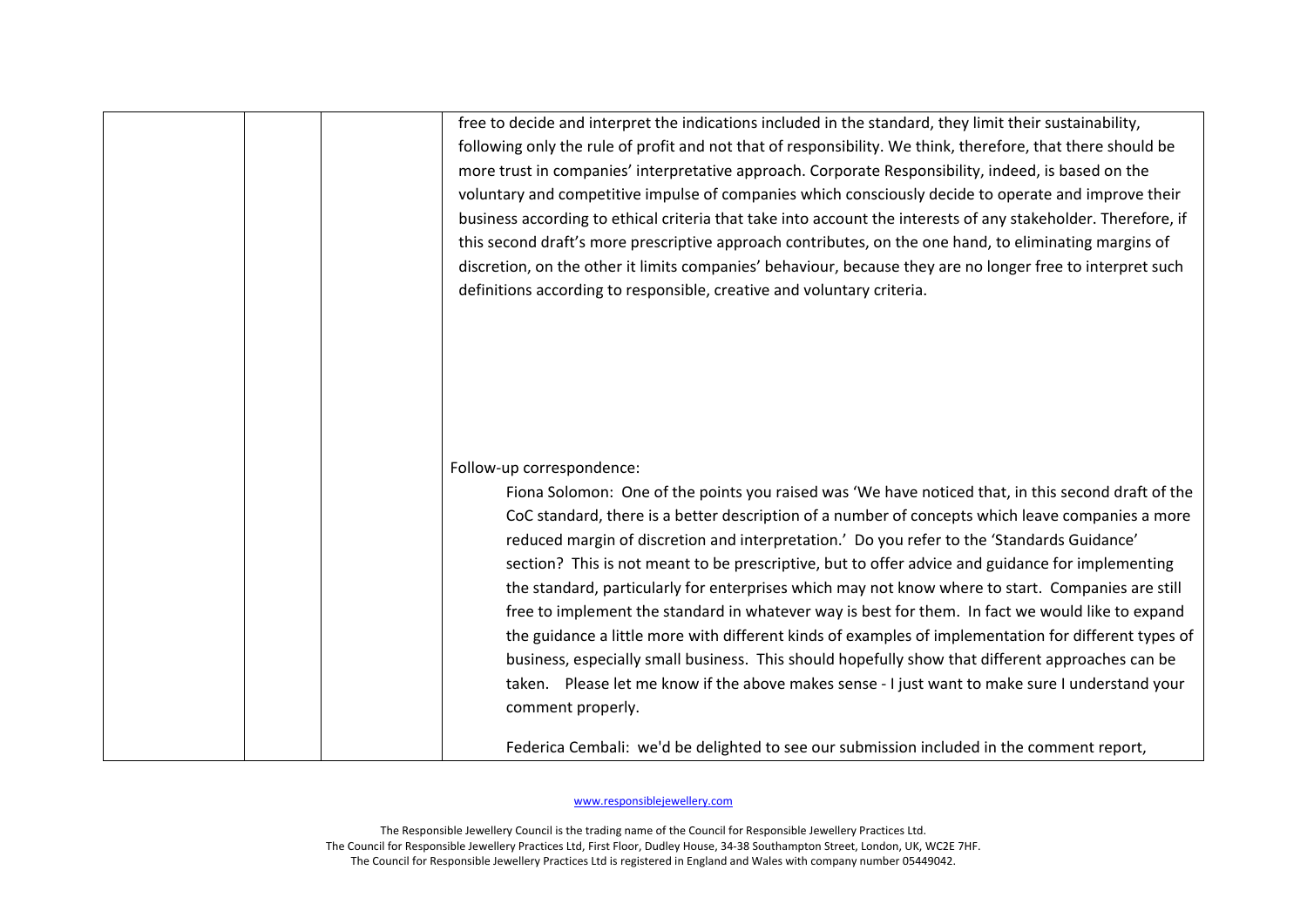| | | | |
|---|---|---|---|
| | | | free to decide and interpret the indications included in the standard, they limit their sustainability, following only the rule of profit and not that of responsibility. We think, therefore, that there should be more trust in companies' interpretative approach. Corporate Responsibility, indeed, is based on the voluntary and competitive impulse of companies which consciously decide to operate and improve their business according to ethical criteria that take into account the interests of any stakeholder. Therefore, if this second draft's more prescriptive approach contributes, on the one hand, to eliminating margins of discretion, on the other it limits companies' behaviour, because they are no longer free to interpret such definitions according to responsible, creative and voluntary criteria.<br><br>Follow-up correspondence:<br>Fiona Solomon: One of the points you raised was 'We have noticed that, in this second draft of the CoC standard, there is a better description of a number of concepts which leave companies a more reduced margin of discretion and interpretation.' Do you refer to the 'Standards Guidance' section? This is not meant to be prescriptive, but to offer advice and guidance for implementing the standard, particularly for enterprises which may not know where to start. Companies are still free to implement the standard in whatever way is best for them. In fact we would like to expand the guidance a little more with different kinds of examples of implementation for different types of business, especially small business. This should hopefully show that different approaches can be taken. Please let me know if the above makes sense - I just want to make sure I understand your comment properly.<br><br>Federica Cembali: we'd be delighted to see our submission included in the comment report, |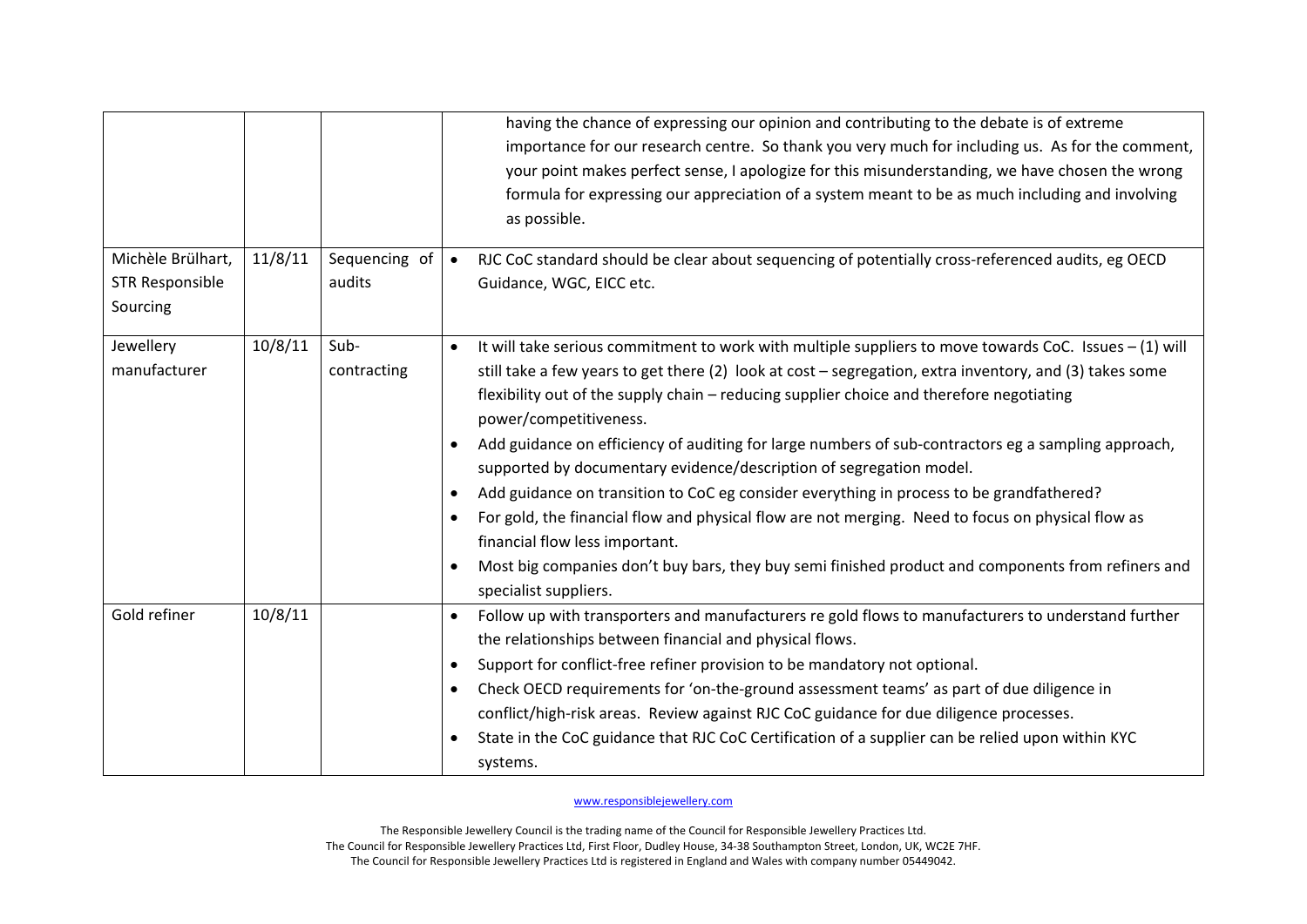|  |  |  |  |
| --- | --- | --- | --- |
|  |  |  | having the chance of expressing our opinion and contributing to the debate is of extreme importance for our research centre. So thank you very much for including us. As for the comment, your point makes perfect sense, I apologize for this misunderstanding, we have chosen the wrong formula for expressing our appreciation of a system meant to be as much including and involving as possible. |
| Michèle Brülhart, STR Responsible Sourcing | 11/8/11 | Sequencing of audits | • RJC CoC standard should be clear about sequencing of potentially cross-referenced audits, eg OECD Guidance, WGC, EICC etc. |
| Jewellery manufacturer | 10/8/11 | Sub-contracting | • It will take serious commitment to work with multiple suppliers to move towards CoC. Issues – (1) will still take a few years to get there (2) look at cost – segregation, extra inventory, and (3) takes some flexibility out of the supply chain – reducing supplier choice and therefore negotiating power/competitiveness.<br>• Add guidance on efficiency of auditing for large numbers of sub-contractors eg a sampling approach, supported by documentary evidence/description of segregation model.<br>• Add guidance on transition to CoC eg consider everything in process to be grandfathered?<br>• For gold, the financial flow and physical flow are not merging. Need to focus on physical flow as financial flow less important.<br>• Most big companies don't buy bars, they buy semi finished product and components from refiners and specialist suppliers. |
| Gold refiner | 10/8/11 |  | • Follow up with transporters and manufacturers re gold flows to manufacturers to understand further the relationships between financial and physical flows.<br>• Support for conflict-free refiner provision to be mandatory not optional.<br>• Check OECD requirements for 'on-the-ground assessment teams' as part of due diligence in conflict/high-risk areas. Review against RJC CoC guidance for due diligence processes.<br>• State in the CoC guidance that RJC CoC Certification of a supplier can be relied upon within KYC systems. |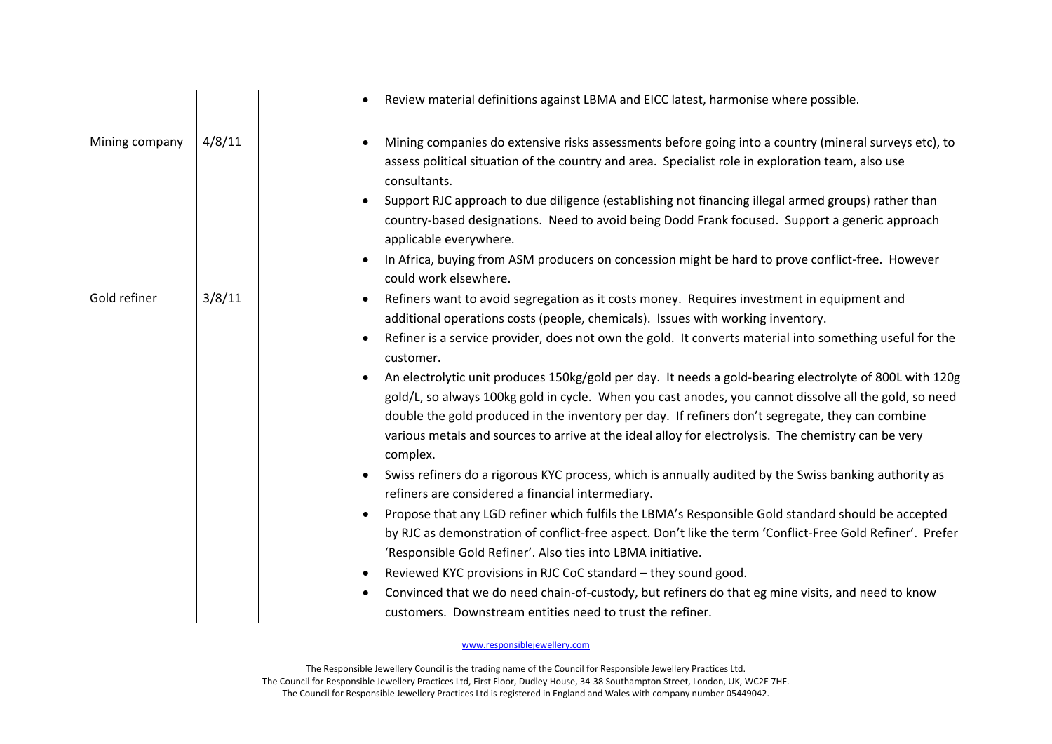| | | | |
|---|---|---|---|
| | | | • Review material definitions against LBMA and EICC latest, harmonise where possible. |
| Mining company | 4/8/11 | | • Mining companies do extensive risks assessments before going into a country (mineral surveys etc), to assess political situation of the country and area. Specialist role in exploration team, also use consultants.<br>• Support RJC approach to due diligence (establishing not financing illegal armed groups) rather than country-based designations. Need to avoid being Dodd Frank focused. Support a generic approach applicable everywhere.<br>• In Africa, buying from ASM producers on concession might be hard to prove conflict-free. However could work elsewhere. |
| Gold refiner | 3/8/11 | | • Refiners want to avoid segregation as it costs money. Requires investment in equipment and additional operations costs (people, chemicals). Issues with working inventory.<br>• Refiner is a service provider, does not own the gold. It converts material into something useful for the customer.<br>• An electrolytic unit produces 150kg/gold per day. It needs a gold-bearing electrolyte of 800L with 120g gold/L, so always 100kg gold in cycle. When you cast anodes, you cannot dissolve all the gold, so need double the gold produced in the inventory per day. If refiners don't segregate, they can combine various metals and sources to arrive at the ideal alloy for electrolysis. The chemistry can be very complex.<br>• Swiss refiners do a rigorous KYC process, which is annually audited by the Swiss banking authority as refiners are considered a financial intermediary.<br>• Propose that any LGD refiner which fulfils the LBMA's Responsible Gold standard should be accepted by RJC as demonstration of conflict-free aspect. Don't like the term 'Conflict-Free Gold Refiner'. Prefer 'Responsible Gold Refiner'. Also ties into LBMA initiative.<br>• Reviewed KYC provisions in RJC CoC standard – they sound good.<br>• Convinced that we do need chain-of-custody, but refiners do that eg mine visits, and need to know customers. Downstream entities need to trust the refiner. |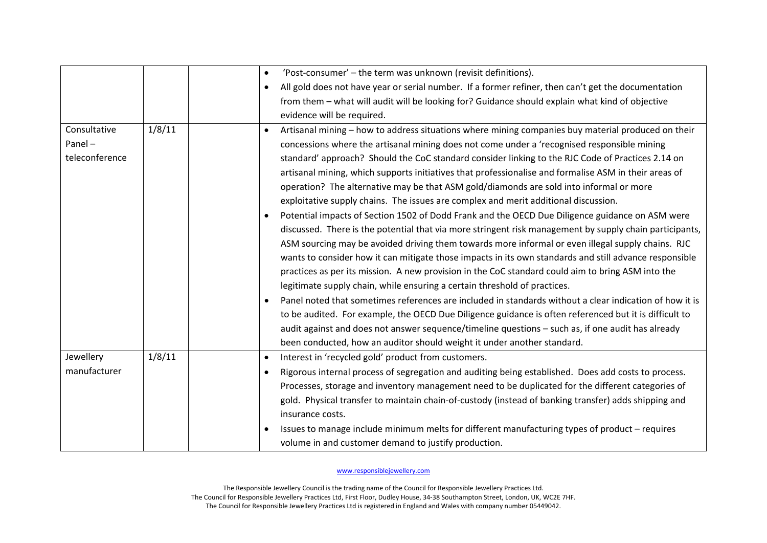| | | | |
|---|---|---|---|
| | | | • 'Post-consumer' – the term was unknown (revisit definitions).<br>• All gold does not have year or serial number. If a former refiner, then can't get the documentation from them – what will audit will be looking for? Guidance should explain what kind of objective evidence will be required. |
| Consultative Panel – teleconference | 1/8/11 | | • Artisanal mining – how to address situations where mining companies buy material produced on their concessions where the artisanal mining does not come under a 'recognised responsible mining standard' approach? Should the CoC standard consider linking to the RJC Code of Practices 2.14 on artisanal mining, which supports initiatives that professionalise and formalise ASM in their areas of operation? The alternative may be that ASM gold/diamonds are sold into informal or more exploitative supply chains. The issues are complex and merit additional discussion.<br>• Potential impacts of Section 1502 of Dodd Frank and the OECD Due Diligence guidance on ASM were discussed. There is the potential that via more stringent risk management by supply chain participants, ASM sourcing may be avoided driving them towards more informal or even illegal supply chains. RJC wants to consider how it can mitigate those impacts in its own standards and still advance responsible practices as per its mission. A new provision in the CoC standard could aim to bring ASM into the legitimate supply chain, while ensuring a certain threshold of practices.<br>• Panel noted that sometimes references are included in standards without a clear indication of how it is to be audited. For example, the OECD Due Diligence guidance is often referenced but it is difficult to audit against and does not answer sequence/timeline questions – such as, if one audit has already been conducted, how an auditor should weight it under another standard. |
| Jewellery manufacturer | 1/8/11 | | • Interest in 'recycled gold' product from customers.<br>• Rigorous internal process of segregation and auditing being established. Does add costs to process. Processes, storage and inventory management need to be duplicated for the different categories of gold. Physical transfer to maintain chain-of-custody (instead of banking transfer) adds shipping and insurance costs.<br>• Issues to manage include minimum melts for different manufacturing types of product – requires volume in and customer demand to justify production. |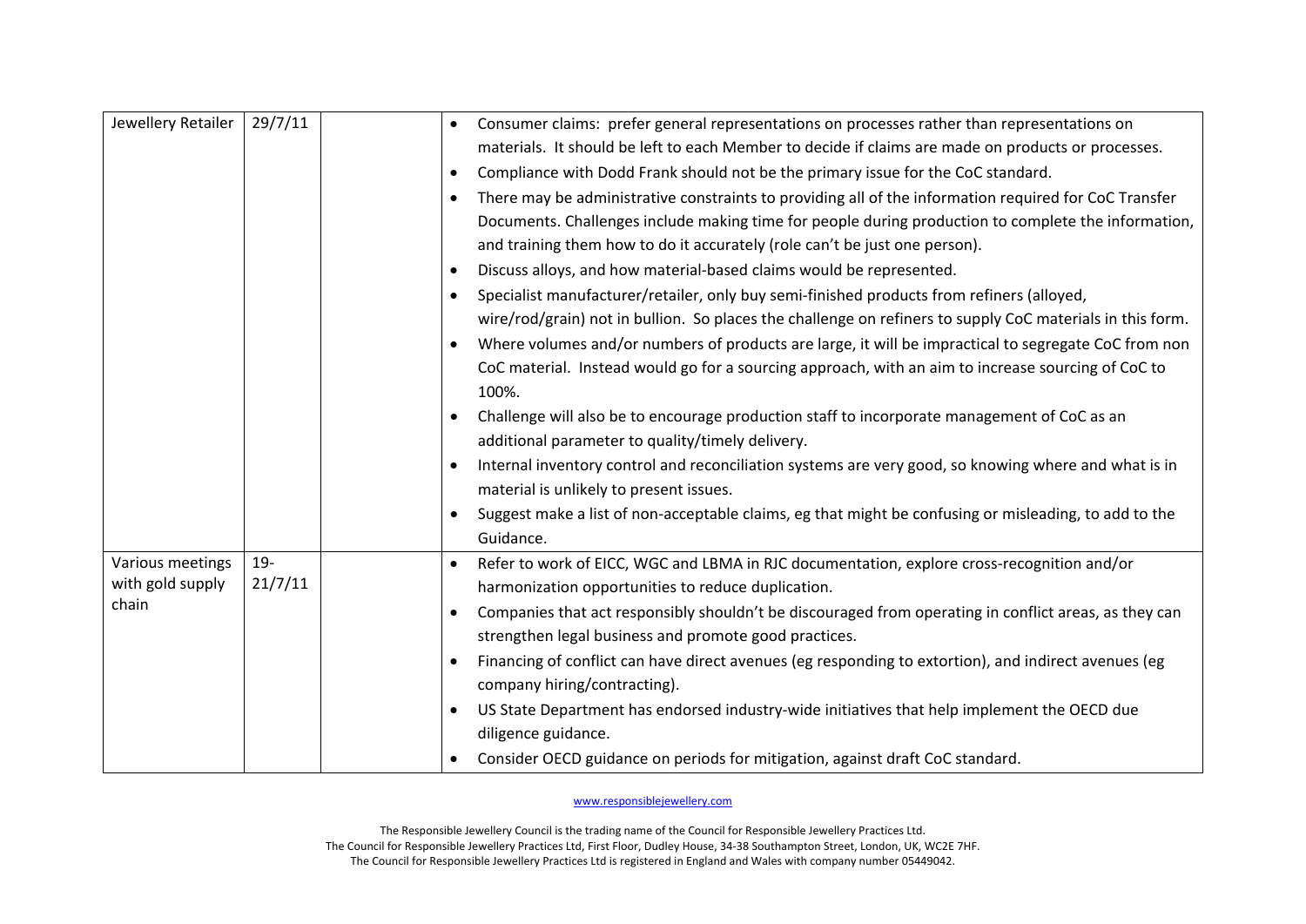| | | | |
|---|---|---|---|
| Jewellery Retailer | 29/7/11 | | • Consumer claims: prefer general representations on processes rather than representations on materials. It should be left to each Member to decide if claims are made on products or processes.<br>• Compliance with Dodd Frank should not be the primary issue for the CoC standard.<br>• There may be administrative constraints to providing all of the information required for CoC Transfer Documents. Challenges include making time for people during production to complete the information, and training them how to do it accurately (role can't be just one person).<br>• Discuss alloys, and how material-based claims would be represented.<br>• Specialist manufacturer/retailer, only buy semi-finished products from refiners (alloyed, wire/rod/grain) not in bullion. So places the challenge on refiners to supply CoC materials in this form.<br>• Where volumes and/or numbers of products are large, it will be impractical to segregate CoC from non CoC material. Instead would go for a sourcing approach, with an aim to increase sourcing of CoC to 100%.<br>• Challenge will also be to encourage production staff to incorporate management of CoC as an additional parameter to quality/timely delivery.<br>• Internal inventory control and reconciliation systems are very good, so knowing where and what is in material is unlikely to present issues.<br>• Suggest make a list of non-acceptable claims, eg that might be confusing or misleading, to add to the Guidance. |
| Various meetings with gold supply chain | 19-21/7/11 | | • Refer to work of EICC, WGC and LBMA in RJC documentation, explore cross-recognition and/or harmonization opportunities to reduce duplication.<br>• Companies that act responsibly shouldn't be discouraged from operating in conflict areas, as they can strengthen legal business and promote good practices.<br>• Financing of conflict can have direct avenues (eg responding to extortion), and indirect avenues (eg company hiring/contracting).<br>• US State Department has endorsed industry-wide initiatives that help implement the OECD due diligence guidance.<br>• Consider OECD guidance on periods for mitigation, against draft CoC standard. |

www.responsiblejewellery.com

The Responsible Jewellery Council is the trading name of the Council for Responsible Jewellery Practices Ltd.
The Council for Responsible Jewellery Practices Ltd, First Floor, Dudley House, 34-38 Southampton Street, London, UK, WC2E 7HF.
The Council for Responsible Jewellery Practices Ltd is registered in England and Wales with company number 05449042.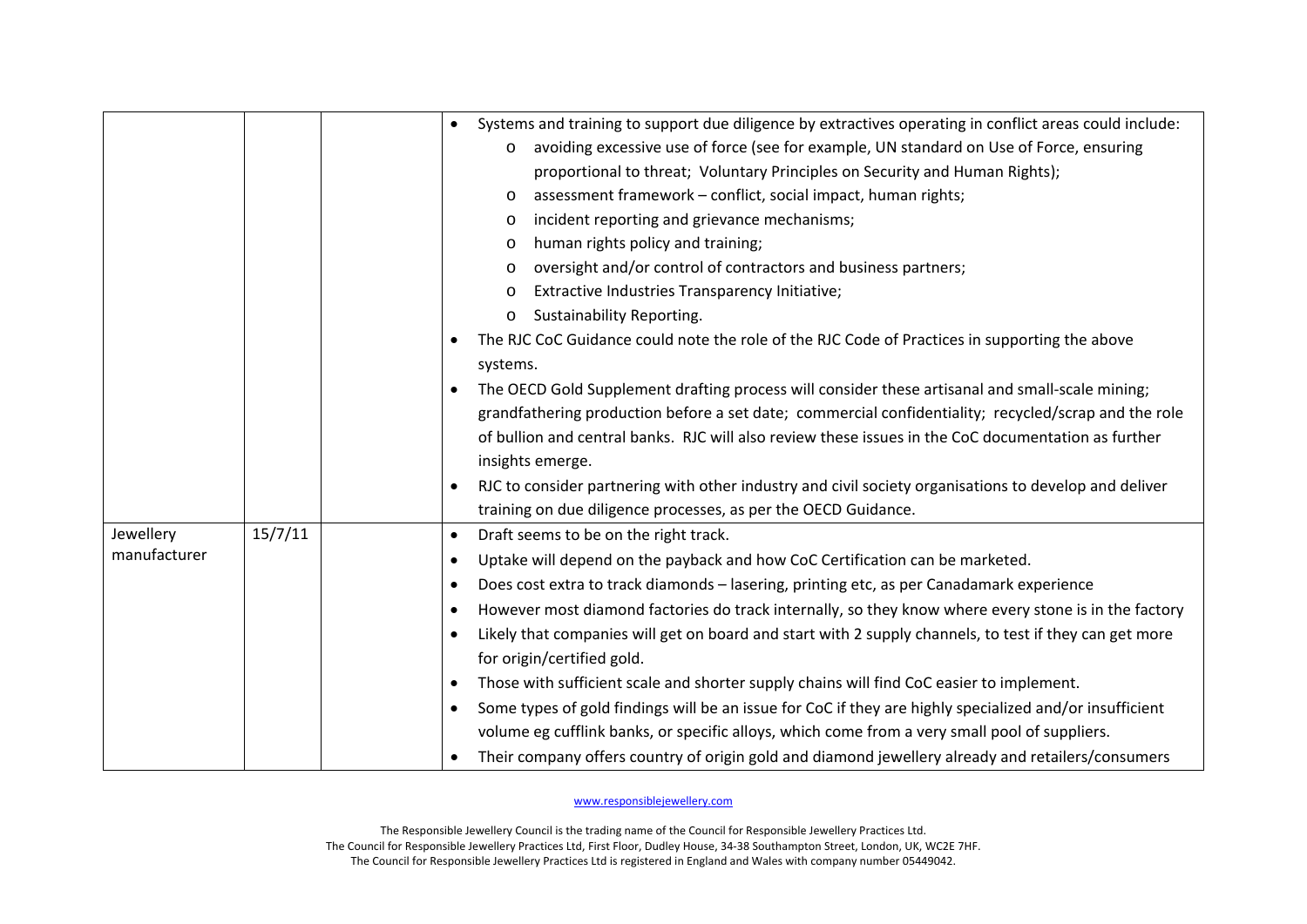| | | | |
|---|---|---|---|
| | | | • Systems and training to support due diligence by extractives operating in conflict areas could include:<br>  o avoiding excessive use of force (see for example, UN standard on Use of Force, ensuring proportional to threat; Voluntary Principles on Security and Human Rights);<br>  o assessment framework – conflict, social impact, human rights;<br>  o incident reporting and grievance mechanisms;<br>  o human rights policy and training;<br>  o oversight and/or control of contractors and business partners;<br>  o Extractive Industries Transparency Initiative;<br>  o Sustainability Reporting.<br>• The RJC CoC Guidance could note the role of the RJC Code of Practices in supporting the above systems.<br>• The OECD Gold Supplement drafting process will consider these artisanal and small-scale mining; grandfathering production before a set date; commercial confidentiality; recycled/scrap and the role of bullion and central banks. RJC will also review these issues in the CoC documentation as further insights emerge.<br>• RJC to consider partnering with other industry and civil society organisations to develop and deliver training on due diligence processes, as per the OECD Guidance. |
| Jewellery manufacturer | 15/7/11 | | • Draft seems to be on the right track.<br>• Uptake will depend on the payback and how CoC Certification can be marketed.<br>• Does cost extra to track diamonds – lasering, printing etc, as per Canadamark experience<br>• However most diamond factories do track internally, so they know where every stone is in the factory<br>• Likely that companies will get on board and start with 2 supply channels, to test if they can get more for origin/certified gold.<br>• Those with sufficient scale and shorter supply chains will find CoC easier to implement.<br>• Some types of gold findings will be an issue for CoC if they are highly specialized and/or insufficient volume eg cufflink banks, or specific alloys, which come from a very small pool of suppliers.<br>• Their company offers country of origin gold and diamond jewellery already and retailers/consumers |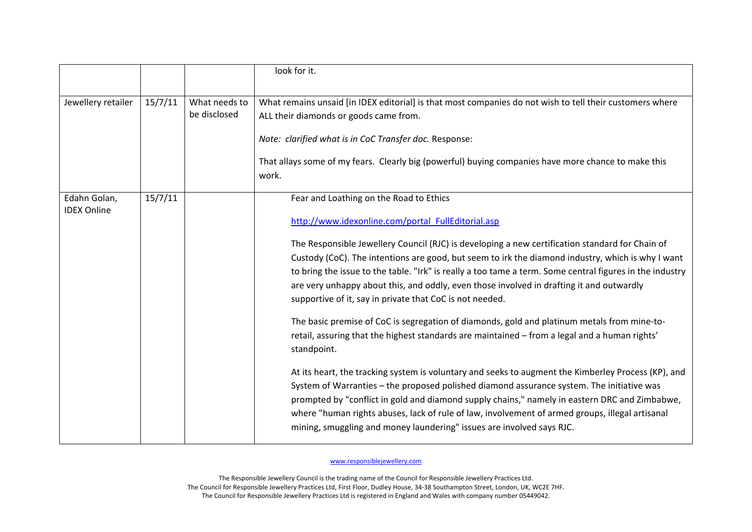| | | | |
|---|---|---|---|
| | | | look for it. |
| Jewellery retailer | 15/7/11 | What needs to be disclosed | What remains unsaid [in IDEX editorial] is that most companies do not wish to tell their customers where ALL their diamonds or goods came from.<br><br>*Note: clarified what is in CoC Transfer doc.* Response:<br><br>That allays some of my fears. Clearly big (powerful) buying companies have more chance to make this work. |
| Edahn Golan, IDEX Online | 15/7/11 | | Fear and Loathing on the Road to Ethics<br><br>[http://www.idexonline.com/portal_FullEditorial.asp](http://www.idexonline.com/portal_FullEditorial.asp)<br><br>The Responsible Jewellery Council (RJC) is developing a new certification standard for Chain of Custody (CoC). The intentions are good, but seem to irk the diamond industry, which is why I want to bring the issue to the table. "Irk" is really a too tame a term. Some central figures in the industry are very unhappy about this, and oddly, even those involved in drafting it and outwardly supportive of it, say in private that CoC is not needed.<br><br>The basic premise of CoC is segregation of diamonds, gold and platinum metals from mine-to-retail, assuring that the highest standards are maintained – from a legal and a human rights' standpoint.<br><br>At its heart, the tracking system is voluntary and seeks to augment the Kimberley Process (KP), and System of Warranties – the proposed polished diamond assurance system. The initiative was prompted by "conflict in gold and diamond supply chains," namely in eastern DRC and Zimbabwe, where "human rights abuses, lack of rule of law, involvement of armed groups, illegal artisanal mining, smuggling and money laundering" issues are involved says RJC. |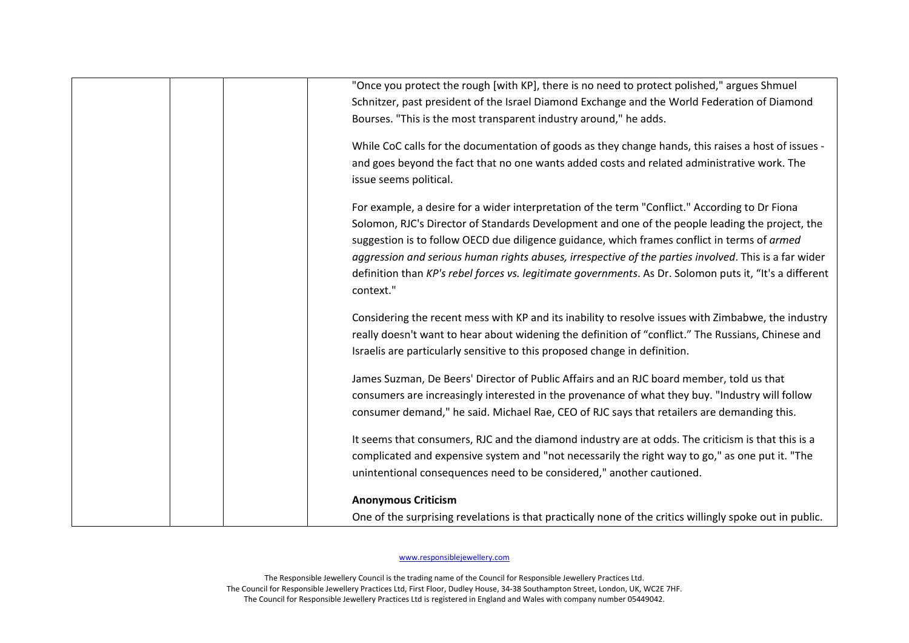"Once you protect the rough [with KP], there is no need to protect polished," argues Shmuel Schnitzer, past president of the Israel Diamond Exchange and the World Federation of Diamond Bourses. "This is the most transparent industry around," he adds.

While CoC calls for the documentation of goods as they change hands, this raises a host of issues - and goes beyond the fact that no one wants added costs and related administrative work. The issue seems political.

For example, a desire for a wider interpretation of the term "Conflict." According to Dr Fiona Solomon, RJC's Director of Standards Development and one of the people leading the project, the suggestion is to follow OECD due diligence guidance, which frames conflict in terms of *armed aggression and serious human rights abuses, irrespective of the parties involved*. This is a far wider definition than *KP's rebel forces vs. legitimate governments*. As Dr. Solomon puts it, "It's a different context."

Considering the recent mess with KP and its inability to resolve issues with Zimbabwe, the industry really doesn't want to hear about widening the definition of "conflict." The Russians, Chinese and Israelis are particularly sensitive to this proposed change in definition.

James Suzman, De Beers' Director of Public Affairs and an RJC board member, told us that consumers are increasingly interested in the provenance of what they buy. "Industry will follow consumer demand," he said. Michael Rae, CEO of RJC says that retailers are demanding this.

It seems that consumers, RJC and the diamond industry are at odds. The criticism is that this is a complicated and expensive system and "not necessarily the right way to go," as one put it. "The unintentional consequences need to be considered," another cautioned.

**Anonymous Criticism**

One of the surprising revelations is that practically none of the critics willingly spoke out in public.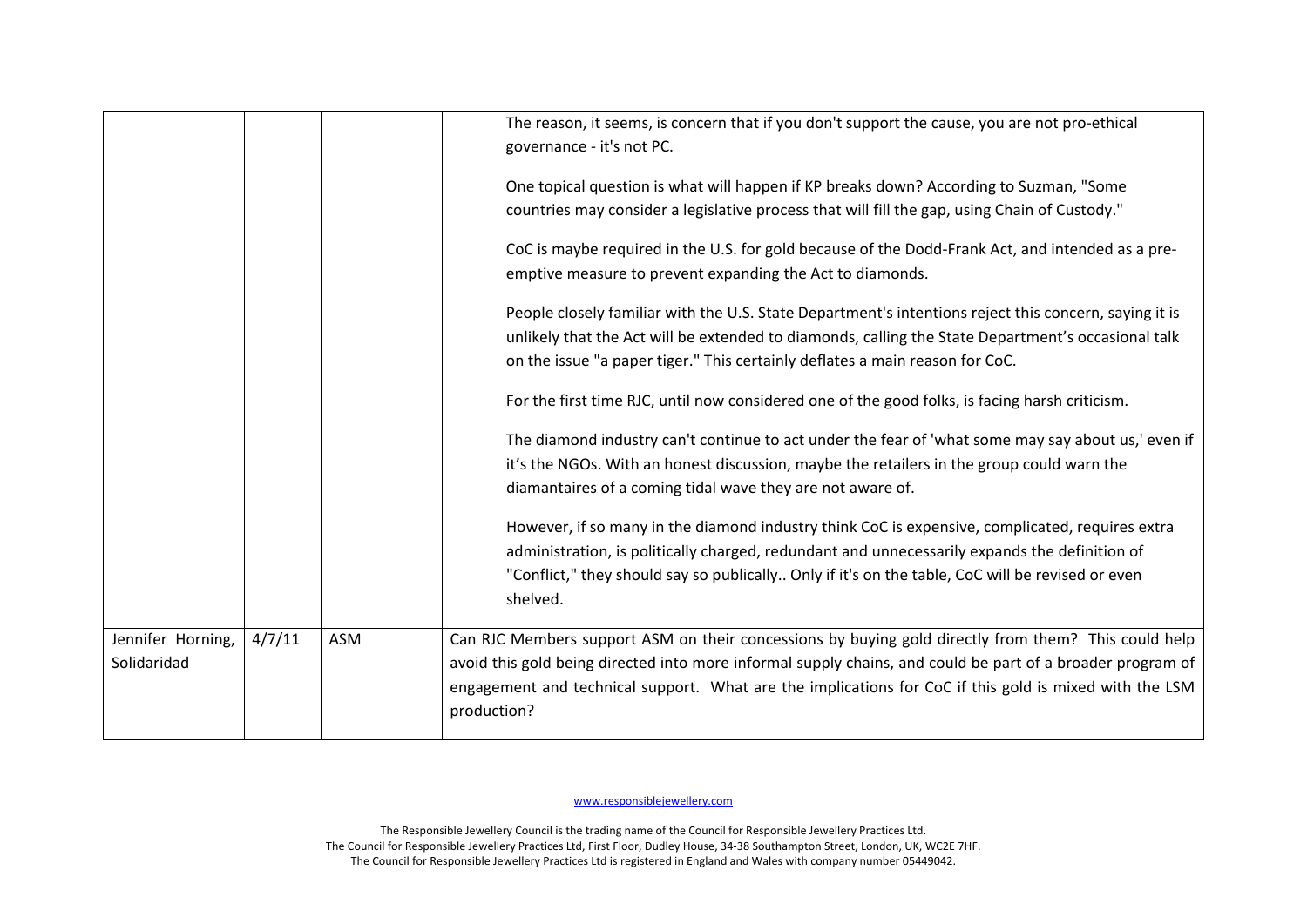| | | | |
|---|---|---|---|
| | | | The reason, it seems, is concern that if you don't support the cause, you are not pro-ethical governance - it's not PC.<br><br>One topical question is what will happen if KP breaks down? According to Suzman, "Some countries may consider a legislative process that will fill the gap, using Chain of Custody."<br><br>CoC is maybe required in the U.S. for gold because of the Dodd-Frank Act, and intended as a pre-emptive measure to prevent expanding the Act to diamonds.<br><br>People closely familiar with the U.S. State Department's intentions reject this concern, saying it is unlikely that the Act will be extended to diamonds, calling the State Department's occasional talk on the issue "a paper tiger." This certainly deflates a main reason for CoC.<br><br>For the first time RJC, until now considered one of the good folks, is facing harsh criticism.<br><br>The diamond industry can't continue to act under the fear of 'what some may say about us,' even if it's the NGOs. With an honest discussion, maybe the retailers in the group could warn the diamantaires of a coming tidal wave they are not aware of.<br><br>However, if so many in the diamond industry think CoC is expensive, complicated, requires extra administration, is politically charged, redundant and unnecessarily expands the definition of "Conflict," they should say so publically.. Only if it's on the table, CoC will be revised or even shelved. |
| Jennifer Horning, Solidaridad | 4/7/11 | ASM | Can RJC Members support ASM on their concessions by buying gold directly from them? This could help avoid this gold being directed into more informal supply chains, and could be part of a broader program of engagement and technical support. What are the implications for CoC if this gold is mixed with the LSM production? |

www.responsiblejewellery.com

The Responsible Jewellery Council is the trading name of the Council for Responsible Jewellery Practices Ltd.
The Council for Responsible Jewellery Practices Ltd, First Floor, Dudley House, 34-38 Southampton Street, London, UK, WC2E 7HF.
The Council for Responsible Jewellery Practices Ltd is registered in England and Wales with company number 05449042.